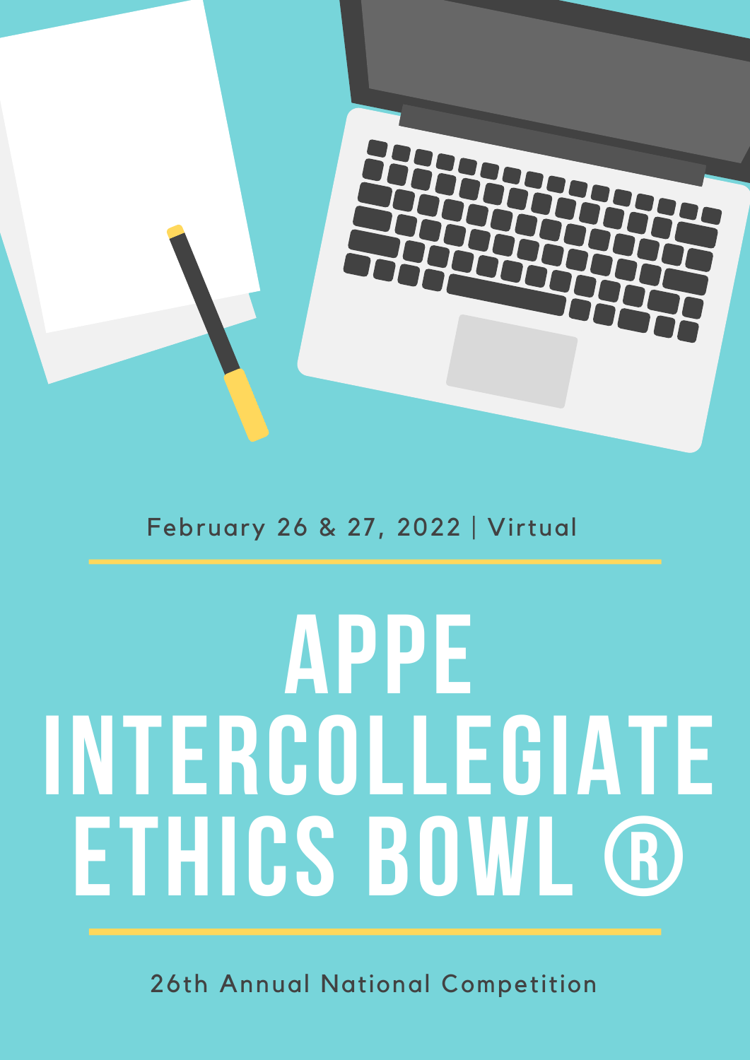February 26 & 27, 2022 | Virtual

# APPE INTERCOLLEGIATE ETHICS BOWL ®

26th Annual National Competition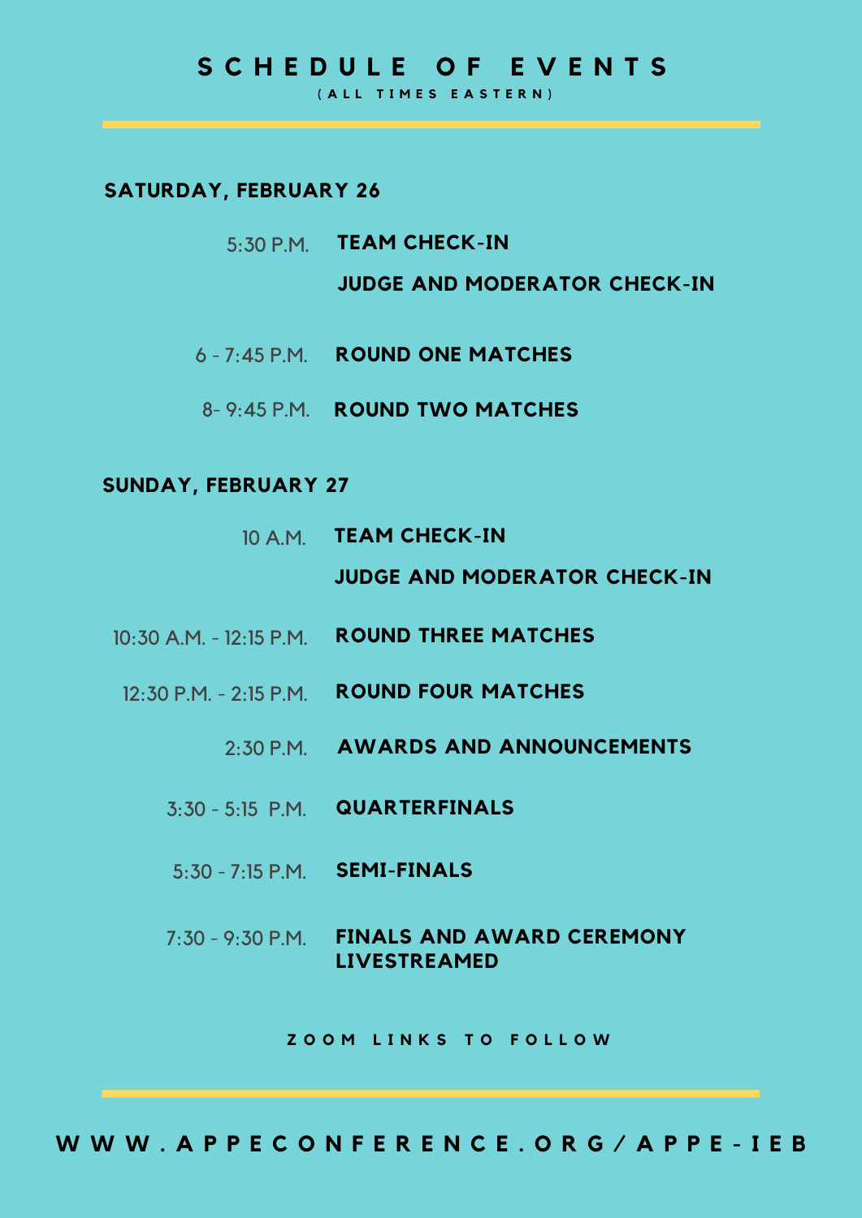# SCHEDULE OF EVENTS

(ALL TIMES EASTERN)

## SATURDAY, FEBRUARY 26

| Time | Event |
|---|---|
| 5:30 P.M. | **TEAM CHECK-IN** |
| | **JUDGE AND MODERATOR CHECK-IN** |
| 6 - 7:45 P.M. | **ROUND ONE MATCHES** |
| 8- 9:45 P.M. | **ROUND TWO MATCHES** |

## SUNDAY, FEBRUARY 27

| Time | Event |
|---|---|
| 10 A.M. | **TEAM CHECK-IN** |
| | **JUDGE AND MODERATOR CHECK-IN** |
| 10:30 A.M. - 12:15 P.M. | **ROUND THREE MATCHES** |
| 12:30 P.M. - 2:15 P.M. | **ROUND FOUR MATCHES** |
| 2:30 P.M. | **AWARDS AND ANNOUNCEMENTS** |
| 3:30 - 5:15 P.M. | **QUARTERFINALS** |
| 5:30 - 7:15 P.M. | **SEMI-FINALS** |
| 7:30 - 9:30 P.M. | **FINALS AND AWARD CEREMONY LIVESTREAMED** |

ZOOM LINKS TO FOLLOW

**WWW.APPECONFERENCE.ORG/APPE-IEB**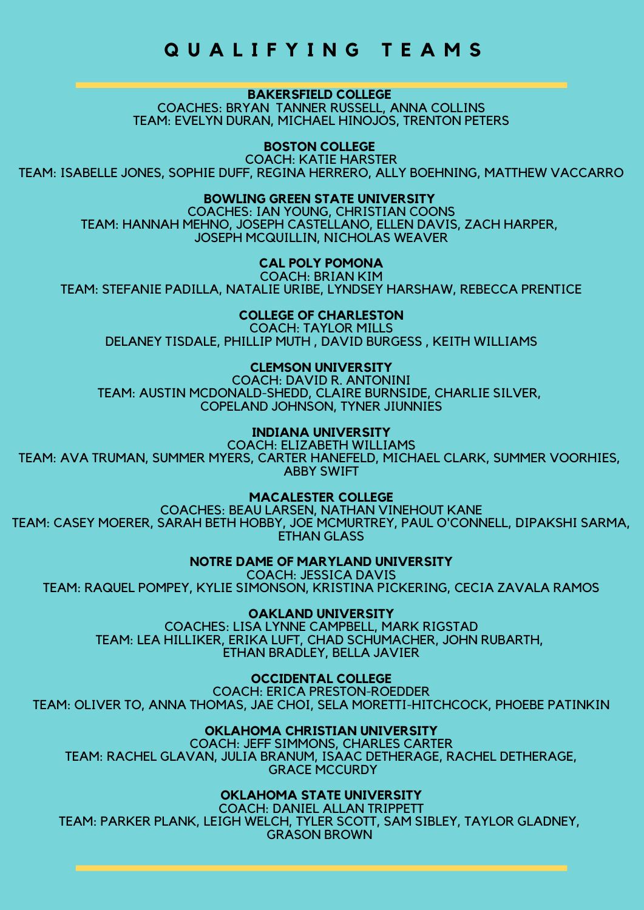# QUALIFYING TEAMS

**BAKERSFIELD COLLEGE**
COACHES: BRYAN TANNER RUSSELL, ANNA COLLINS
TEAM: EVELYN DURAN, MICHAEL HINOJOS, TRENTON PETERS

**BOSTON COLLEGE**
COACH: KATIE HARSTER
TEAM: ISABELLE JONES, SOPHIE DUFF, REGINA HERRERO, ALLY BOEHNING, MATTHEW VACCARRO

**BOWLING GREEN STATE UNIVERSITY**
COACHES: IAN YOUNG, CHRISTIAN COONS
TEAM: HANNAH MEHNO, JOSEPH CASTELLANO, ELLEN DAVIS, ZACH HARPER, JOSEPH MCQUILLIN, NICHOLAS WEAVER

**CAL POLY POMONA**
COACH: BRIAN KIM
TEAM: STEFANIE PADILLA, NATALIE URIBE, LYNDSEY HARSHAW, REBECCA PRENTICE

**COLLEGE OF CHARLESTON**
COACH: TAYLOR MILLS
DELANEY TISDALE, PHILLIP MUTH , DAVID BURGESS , KEITH WILLIAMS

**CLEMSON UNIVERSITY**
COACH: DAVID R. ANTONINI
TEAM: AUSTIN MCDONALD-SHEDD, CLAIRE BURNSIDE, CHARLIE SILVER, COPELAND JOHNSON, TYNER JIUNNIES

**INDIANA UNIVERSITY**
COACH: ELIZABETH WILLIAMS
TEAM: AVA TRUMAN, SUMMER MYERS, CARTER HANEFELD, MICHAEL CLARK, SUMMER VOORHIES, ABBY SWIFT

**MACALESTER COLLEGE**
COACHES: BEAU LARSEN, NATHAN VINEHOUT KANE
TEAM: CASEY MOERER, SARAH BETH HOBBY, JOE MCMURTREY, PAUL O'CONNELL, DIPAKSHI SARMA, ETHAN GLASS

**NOTRE DAME OF MARYLAND UNIVERSITY**
COACH: JESSICA DAVIS
TEAM: RAQUEL POMPEY, KYLIE SIMONSON, KRISTINA PICKERING, CECIA ZAVALA RAMOS

**OAKLAND UNIVERSITY**
COACHES: LISA LYNNE CAMPBELL, MARK RIGSTAD
TEAM: LEA HILLIKER, ERIKA LUFT, CHAD SCHUMACHER, JOHN RUBARTH, ETHAN BRADLEY, BELLA JAVIER

**OCCIDENTAL COLLEGE**
COACH: ERICA PRESTON-ROEDDER
TEAM: OLIVER TO, ANNA THOMAS, JAE CHOI, SELA MORETTI-HITCHCOCK, PHOEBE PATINKIN

**OKLAHOMA CHRISTIAN UNIVERSITY**
COACH: JEFF SIMMONS, CHARLES CARTER
TEAM: RACHEL GLAVAN, JULIA BRANUM, ISAAC DETHERAGE, RACHEL DETHERAGE, GRACE MCCURDY

**OKLAHOMA STATE UNIVERSITY**
COACH: DANIEL ALLAN TRIPPETT
TEAM: PARKER PLANK, LEIGH WELCH, TYLER SCOTT, SAM SIBLEY, TAYLOR GLADNEY, GRASON BROWN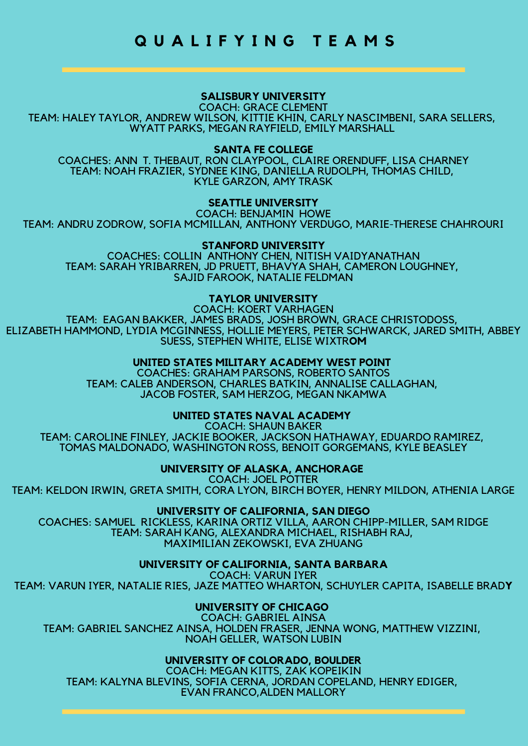# QUALIFYING TEAMS

**SALISBURY UNIVERSITY**
COACH: GRACE CLEMENT
TEAM: HALEY TAYLOR, ANDREW WILSON, KITTIE KHIN, CARLY NASCIMBENI, SARA SELLERS, WYATT PARKS, MEGAN RAYFIELD, EMILY MARSHALL

**SANTA FE COLLEGE**
COACHES: ANN T. THEBAUT, RON CLAYPOOL, CLAIRE ORENDUFF, LISA CHARNEY
TEAM: NOAH FRAZIER, SYDNEE KING, DANIELLA RUDOLPH, THOMAS CHILD, KYLE GARZON, AMY TRASK

**SEATTLE UNIVERSITY**
COACH: BENJAMIN HOWE
TEAM: ANDRU ZODROW, SOFIA MCMILLAN, ANTHONY VERDUGO, MARIE-THERESE CHAHROURI

**STANFORD UNIVERSITY**
COACHES: COLLIN ANTHONY CHEN, NITISH VAIDYANATHAN
TEAM: SARAH YRIBARREN, JD PRUETT, BHAVYA SHAH, CAMERON LOUGHNEY, SAJID FAROOK, NATALIE FELDMAN

**TAYLOR UNIVERSITY**
COACH: KOERT VARHAGEN
TEAM: EAGAN BAKKER, JAMES BRADS, JOSH BROWN, GRACE CHRISTODOSS, ELIZABETH HAMMOND, LYDIA MCGINNESS, HOLLIE MEYERS, PETER SCHWARCK, JARED SMITH, ABBEY SUESS, STEPHEN WHITE, ELISE WIXTROM

**UNITED STATES MILITARY ACADEMY WEST POINT**
COACHES: GRAHAM PARSONS, ROBERTO SANTOS
TEAM: CALEB ANDERSON, CHARLES BATKIN, ANNALISE CALLAGHAN, JACOB FOSTER, SAM HERZOG, MEGAN NKAMWA

**UNITED STATES NAVAL ACADEMY**
COACH: SHAUN BAKER
TEAM: CAROLINE FINLEY, JACKIE BOOKER, JACKSON HATHAWAY, EDUARDO RAMIREZ, TOMAS MALDONADO, WASHINGTON ROSS, BENOIT GORGEMANS, KYLE BEASLEY

**UNIVERSITY OF ALASKA, ANCHORAGE**
COACH: JOEL POTTER
TEAM: KELDON IRWIN, GRETA SMITH, CORA LYON, BIRCH BOYER, HENRY MILDON, ATHENIA LARGE

**UNIVERSITY OF CALIFORNIA, SAN DIEGO**
COACHES: SAMUEL RICKLESS, KARINA ORTIZ VILLA, AARON CHIPP-MILLER, SAM RIDGE
TEAM: SARAH KANG, ALEXANDRA MICHAEL, RISHABH RAJ, MAXIMILIAN ZEKOWSKI, EVA ZHUANG

**UNIVERSITY OF CALIFORNIA, SANTA BARBARA**
COACH: VARUN IYER
TEAM: VARUN IYER, NATALIE RIES, JAZE MATTEO WHARTON, SCHUYLER CAPITA, ISABELLE BRADY

**UNIVERSITY OF CHICAGO**
COACH: GABRIEL AINSA
TEAM: GABRIEL SANCHEZ AINSA, HOLDEN FRASER, JENNA WONG, MATTHEW VIZZINI, NOAH GELLER, WATSON LUBIN

**UNIVERSITY OF COLORADO, BOULDER**
COACH: MEGAN KITTS, ZAK KOPEIKIN
TEAM: KALYNA BLEVINS, SOFIA CERNA, JORDAN COPELAND, HENRY EDIGER, EVAN FRANCO,ALDEN MALLORY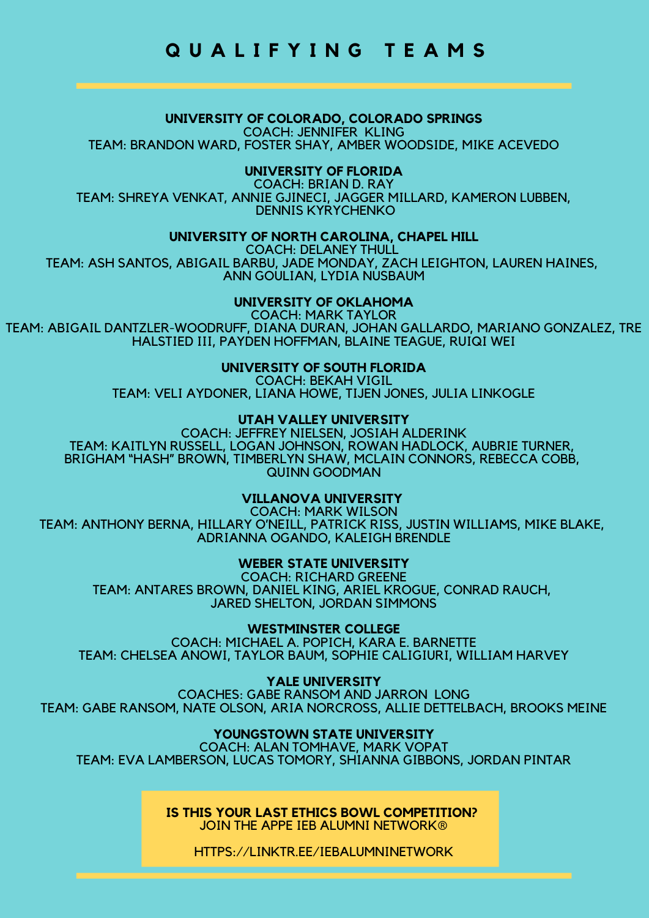# QUALIFYING TEAMS

**UNIVERSITY OF COLORADO, COLORADO SPRINGS**
COACH: JENNIFER KLING
TEAM: BRANDON WARD, FOSTER SHAY, AMBER WOODSIDE, MIKE ACEVEDO

**UNIVERSITY OF FLORIDA**
COACH: BRIAN D. RAY
TEAM: SHREYA VENKAT, ANNIE GJINECI, JAGGER MILLARD, KAMERON LUBBEN, DENNIS KYRYCHENKO

**UNIVERSITY OF NORTH CAROLINA, CHAPEL HILL**
COACH: DELANEY THULL
TEAM: ASH SANTOS, ABIGAIL BARBU, JADE MONDAY, ZACH LEIGHTON, LAUREN HAINES, ANN GOULIAN, LYDIA NUSBAUM

**UNIVERSITY OF OKLAHOMA**
COACH: MARK TAYLOR
TEAM: ABIGAIL DANTZLER-WOODRUFF, DIANA DURAN, JOHAN GALLARDO, MARIANO GONZALEZ, TRE HALSTIED III, PAYDEN HOFFMAN, BLAINE TEAGUE, RUIQI WEI

**UNIVERSITY OF SOUTH FLORIDA**
COACH: BEKAH VIGIL
TEAM: VELI AYDONER, LIANA HOWE, TIJEN JONES, JULIA LINKOGLE

**UTAH VALLEY UNIVERSITY**
COACH: JEFFREY NIELSEN, JOSIAH ALDERINK
TEAM: KAITLYN RUSSELL, LOGAN JOHNSON, ROWAN HADLOCK, AUBRIE TURNER, BRIGHAM "HASH" BROWN, TIMBERLYN SHAW, MCLAIN CONNORS, REBECCA COBB, QUINN GOODMAN

**VILLANOVA UNIVERSITY**
COACH: MARK WILSON
TEAM: ANTHONY BERNA, HILLARY O'NEILL, PATRICK RISS, JUSTIN WILLIAMS, MIKE BLAKE, ADRIANNA OGANDO, KALEIGH BRENDLE

**WEBER STATE UNIVERSITY**
COACH: RICHARD GREENE
TEAM: ANTARES BROWN, DANIEL KING, ARIEL KROGUE, CONRAD RAUCH, JARED SHELTON, JORDAN SIMMONS

**WESTMINSTER COLLEGE**
COACH: MICHAEL A. POPICH, KARA E. BARNETTE
TEAM: CHELSEA ANOWI, TAYLOR BAUM, SOPHIE CALIGIURI, WILLIAM HARVEY

**YALE UNIVERSITY**
COACHES: GABE RANSOM AND JARRON LONG
TEAM: GABE RANSOM, NATE OLSON, ARIA NORCROSS, ALLIE DETTELBACH, BROOKS MEINE

**YOUNGSTOWN STATE UNIVERSITY**
COACH: ALAN TOMHAVE, MARK VOPAT
TEAM: EVA LAMBERSON, LUCAS TOMORY, SHIANNA GIBBONS, JORDAN PINTAR

**IS THIS YOUR LAST ETHICS BOWL COMPETITION?**
JOIN THE APPE IEB ALUMNI NETWORK®

HTTPS://LINKTR.EE/IEBALUMNINETWORK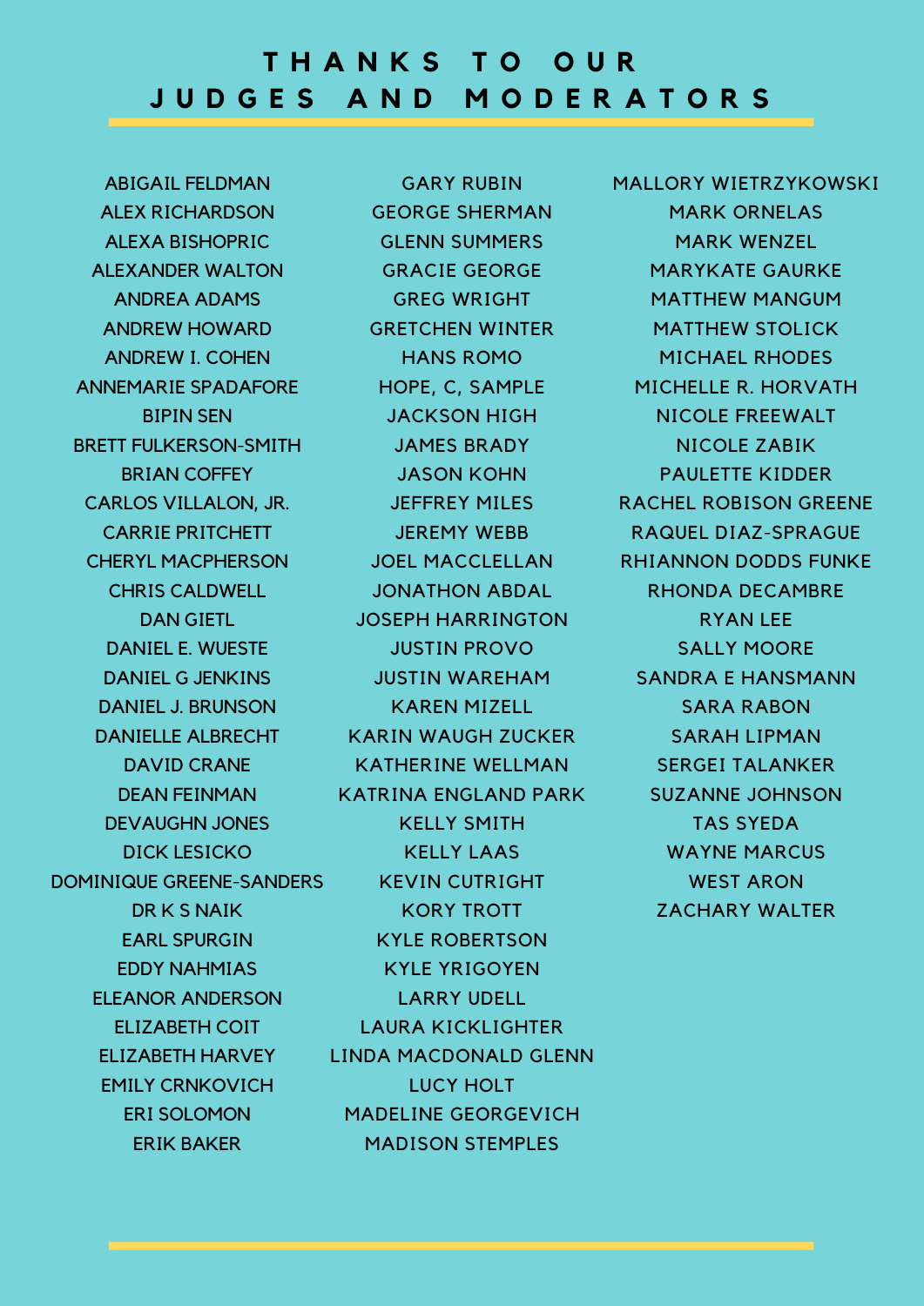# THANKS TO OUR JUDGES AND MODERATORS

ABIGAIL FELDMAN
ALEX RICHARDSON
ALEXA BISHOPRIC
ALEXANDER WALTON
ANDREA ADAMS
ANDREW HOWARD
ANDREW I. COHEN
ANNEMARIE SPADAFORE
BIPIN SEN
BRETT FULKERSON-SMITH
BRIAN COFFEY
CARLOS VILLALON, JR.
CARRIE PRITCHETT
CHERYL MACPHERSON
CHRIS CALDWELL
DAN GIETL
DANIEL E. WUESTE
DANIEL G JENKINS
DANIEL J. BRUNSON
DANIELLE ALBRECHT
DAVID CRANE
DEAN FEINMAN
DEVAUGHN JONES
DICK LESICKO
DOMINIQUE GREENE-SANDERS
DR K S NAIK
EARL SPURGIN
EDDY NAHMIAS
ELEANOR ANDERSON
ELIZABETH COIT
ELIZABETH HARVEY
EMILY CRNKOVICH
ERI SOLOMON
ERIK BAKER
GARY RUBIN
GEORGE SHERMAN
GLENN SUMMERS
GRACIE GEORGE
GREG WRIGHT
GRETCHEN WINTER
HANS ROMO
HOPE, C, SAMPLE
JACKSON HIGH
JAMES BRADY
JASON KOHN
JEFFREY MILES
JEREMY WEBB
JOEL MACCLELLAN
JONATHON ABDAL
JOSEPH HARRINGTON
JUSTIN PROVO
JUSTIN WAREHAM
KAREN MIZELL
KARIN WAUGH ZUCKER
KATHERINE WELLMAN
KATRINA ENGLAND PARK
KELLY SMITH
KELLY LAAS
KEVIN CUTRIGHT
KORY TROTT
KYLE ROBERTSON
KYLE YRIGOYEN
LARRY UDELL
LAURA KICKLIGHTER
LINDA MACDONALD GLENN
LUCY HOLT
MADELINE GEORGEVICH
MADISON STEMPLES
MALLORY WIETRZYKOWSKI
MARK ORNELAS
MARK WENZEL
MARYKATE GAURKE
MATTHEW MANGUM
MATTHEW STOLICK
MICHAEL RHODES
MICHELLE R. HORVATH
NICOLE FREEWALT
NICOLE ZABIK
PAULETTE KIDDER
RACHEL ROBISON GREENE
RAQUEL DIAZ-SPRAGUE
RHIANNON DODDS FUNKE
RHONDA DECAMBRE
RYAN LEE
SALLY MOORE
SANDRA E HANSMANN
SARA RABON
SARAH LIPMAN
SERGEI TALANKER
SUZANNE JOHNSON
TAS SYEDA
WAYNE MARCUS
WEST ARON
ZACHARY WALTER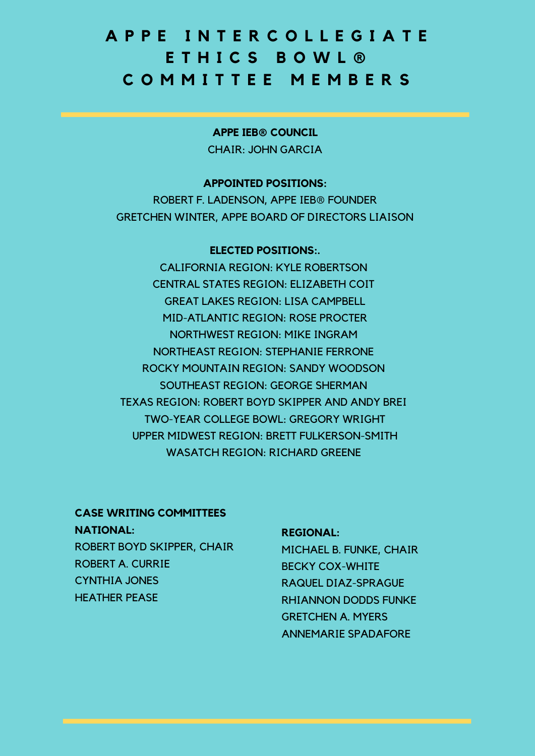# APPE INTERCOLLEGIATE ETHICS BOWL® COMMITTEE MEMBERS

**APPE IEB® COUNCIL**

CHAIR: JOHN GARCIA

**APPOINTED POSITIONS:**

ROBERT F. LADENSON, APPE IEB® FOUNDER

GRETCHEN WINTER, APPE BOARD OF DIRECTORS LIAISON

**ELECTED POSITIONS:.**

CALIFORNIA REGION: KYLE ROBERTSON

CENTRAL STATES REGION: ELIZABETH COIT

GREAT LAKES REGION: LISA CAMPBELL

MID-ATLANTIC REGION: ROSE PROCTER

NORTHWEST REGION: MIKE INGRAM

NORTHEAST REGION: STEPHANIE FERRONE

ROCKY MOUNTAIN REGION: SANDY WOODSON

SOUTHEAST REGION: GEORGE SHERMAN

TEXAS REGION: ROBERT BOYD SKIPPER AND ANDY BREI

TWO-YEAR COLLEGE BOWL: GREGORY WRIGHT

UPPER MIDWEST REGION: BRETT FULKERSON-SMITH

WASATCH REGION: RICHARD GREENE

**CASE WRITING COMMITTEES**

**NATIONAL:**

ROBERT BOYD SKIPPER, CHAIR

ROBERT A. CURRIE

CYNTHIA JONES

HEATHER PEASE

**REGIONAL:**

MICHAEL B. FUNKE, CHAIR

BECKY COX-WHITE

RAQUEL DIAZ-SPRAGUE

RHIANNON DODDS FUNKE

GRETCHEN A. MYERS

ANNEMARIE SPADAFORE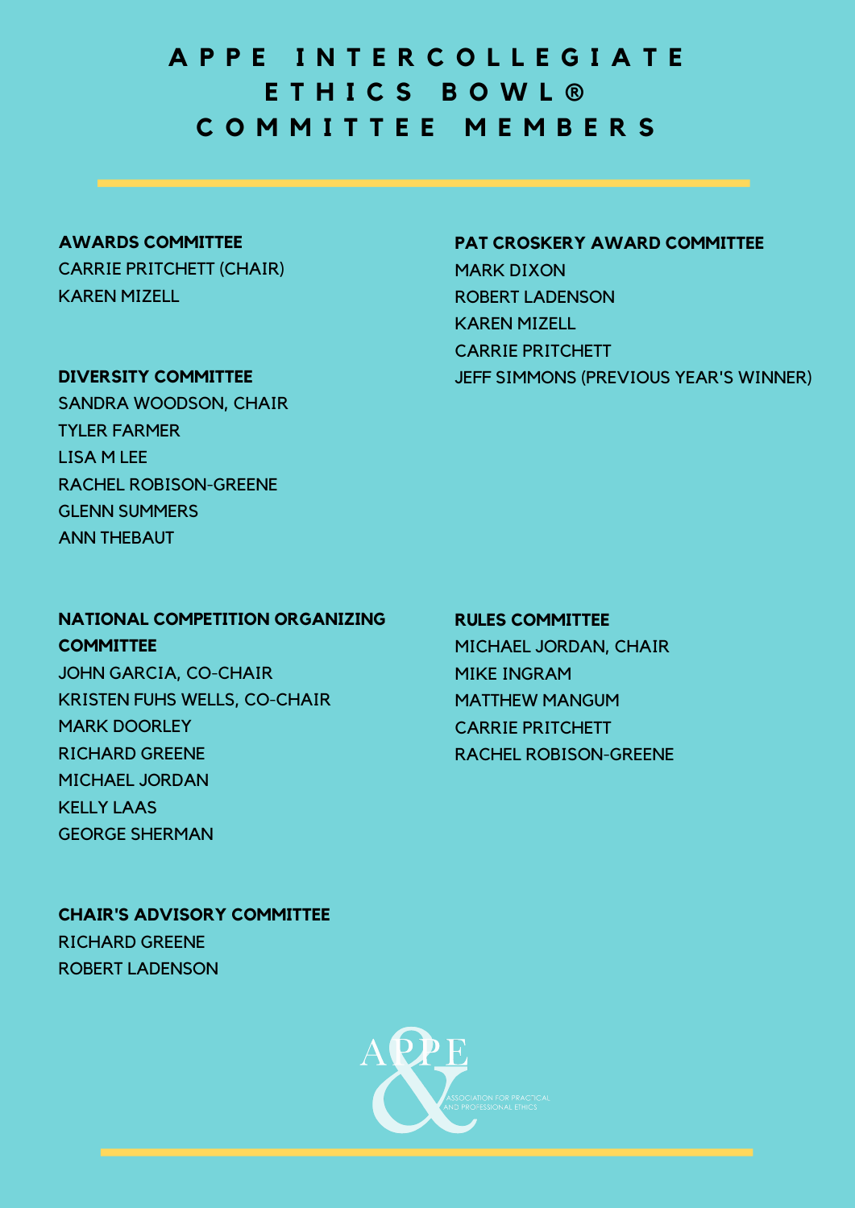# APPE INTERCOLLEGIATE ETHICS BOWL® COMMITTEE MEMBERS

**AWARDS COMMITTEE**

CARRIE PRITCHETT (CHAIR)
KAREN MIZELL

**DIVERSITY COMMITTEE**

SANDRA WOODSON, CHAIR
TYLER FARMER
LISA M LEE
RACHEL ROBISON-GREENE
GLENN SUMMERS
ANN THEBAUT

**PAT CROSKERY AWARD COMMITTEE**

MARK DIXON
ROBERT LADENSON
KAREN MIZELL
CARRIE PRITCHETT
JEFF SIMMONS (PREVIOUS YEAR'S WINNER)

**NATIONAL COMPETITION ORGANIZING COMMITTEE**

JOHN GARCIA, CO-CHAIR
KRISTEN FUHS WELLS, CO-CHAIR
MARK DOORLEY
RICHARD GREENE
MICHAEL JORDAN
KELLY LAAS
GEORGE SHERMAN

**RULES COMMITTEE**

MICHAEL JORDAN, CHAIR
MIKE INGRAM
MATTHEW MANGUM
CARRIE PRITCHETT
RACHEL ROBISON-GREENE

**CHAIR'S ADVISORY COMMITTEE**

RICHARD GREENE
ROBERT LADENSON

APPE
ASSOCIATION FOR PRACTICAL AND PROFESSIONAL ETHICS